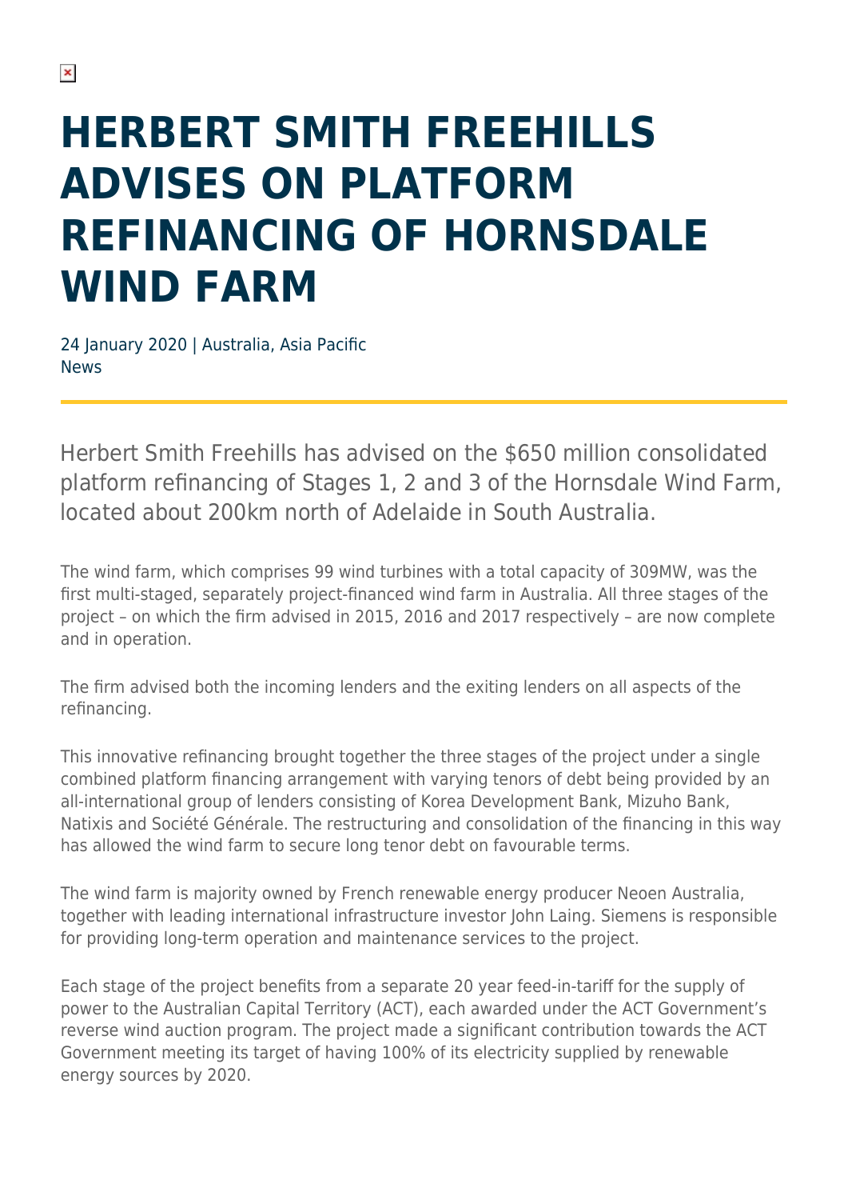# HERBERT SMITH FREEHILLS ADVISES ON PLATFORM REFINANCING OF HORNSDALE WIND FARM

24 January 2020 | Australia, Asia Pacific
News

Herbert Smith Freehills has advised on the $650 million consolidated platform refinancing of Stages 1, 2 and 3 of the Hornsdale Wind Farm, located about 200km north of Adelaide in South Australia.

The wind farm, which comprises 99 wind turbines with a total capacity of 309MW, was the first multi-staged, separately project-financed wind farm in Australia. All three stages of the project – on which the firm advised in 2015, 2016 and 2017 respectively – are now complete and in operation.

The firm advised both the incoming lenders and the exiting lenders on all aspects of the refinancing.

This innovative refinancing brought together the three stages of the project under a single combined platform financing arrangement with varying tenors of debt being provided by an all-international group of lenders consisting of Korea Development Bank, Mizuho Bank, Natixis and Société Générale. The restructuring and consolidation of the financing in this way has allowed the wind farm to secure long tenor debt on favourable terms.

The wind farm is majority owned by French renewable energy producer Neoen Australia, together with leading international infrastructure investor John Laing. Siemens is responsible for providing long-term operation and maintenance services to the project.

Each stage of the project benefits from a separate 20 year feed-in-tariff for the supply of power to the Australian Capital Territory (ACT), each awarded under the ACT Government's reverse wind auction program. The project made a significant contribution towards the ACT Government meeting its target of having 100% of its electricity supplied by renewable energy sources by 2020.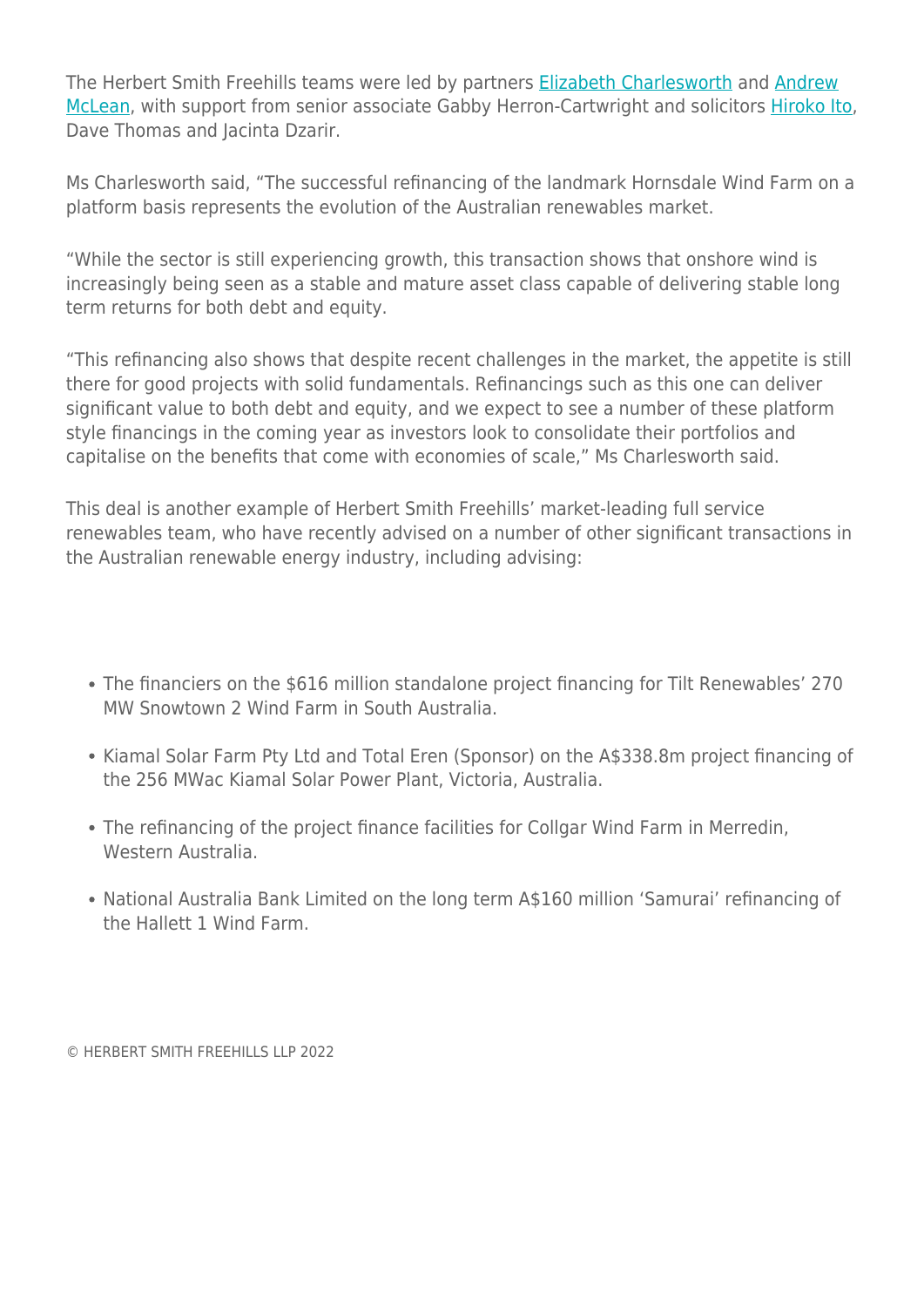The Herbert Smith Freehills teams were led by partners Elizabeth Charlesworth and Andrew McLean, with support from senior associate Gabby Herron-Cartwright and solicitors Hiroko Ito, Dave Thomas and Jacinta Dzarir.

Ms Charlesworth said, "The successful refinancing of the landmark Hornsdale Wind Farm on a platform basis represents the evolution of the Australian renewables market.

"While the sector is still experiencing growth, this transaction shows that onshore wind is increasingly being seen as a stable and mature asset class capable of delivering stable long term returns for both debt and equity.

"This refinancing also shows that despite recent challenges in the market, the appetite is still there for good projects with solid fundamentals. Refinancings such as this one can deliver significant value to both debt and equity, and we expect to see a number of these platform style financings in the coming year as investors look to consolidate their portfolios and capitalise on the benefits that come with economies of scale," Ms Charlesworth said.

This deal is another example of Herbert Smith Freehills' market-leading full service renewables team, who have recently advised on a number of other significant transactions in the Australian renewable energy industry, including advising:

- The financiers on the $616 million standalone project financing for Tilt Renewables' 270 MW Snowtown 2 Wind Farm in South Australia.
- Kiamal Solar Farm Pty Ltd and Total Eren (Sponsor) on the A$338.8m project financing of the 256 MWac Kiamal Solar Power Plant, Victoria, Australia.
- The refinancing of the project finance facilities for Collgar Wind Farm in Merredin, Western Australia.
- National Australia Bank Limited on the long term A$160 million 'Samurai' refinancing of the Hallett 1 Wind Farm.

© HERBERT SMITH FREEHILLS LLP 2022